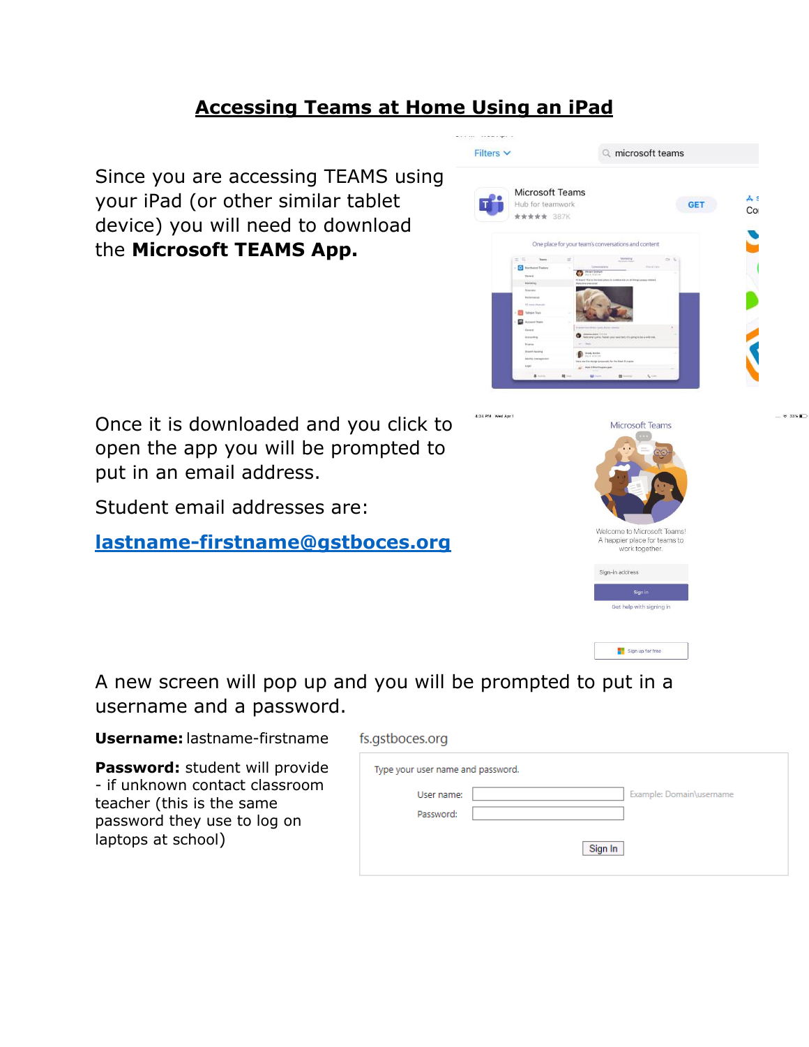# Accessing Teams at Home Using an iPad

Since you are accessing TEAMS using your iPad (or other similar tablet device) you will need to download the **Microsoft TEAMS App.**

Once it is downloaded and you click to open the app you will be prompted to put in an email address.

Student email addresses are:

**lastname-firstname@gstboces.org**

A new screen will pop up and you will be prompted to put in a username and a password.

**Username:** lastname-firstname

**Password:** student will provide - if unknown contact classroom teacher (this is the same password they use to log on laptops at school)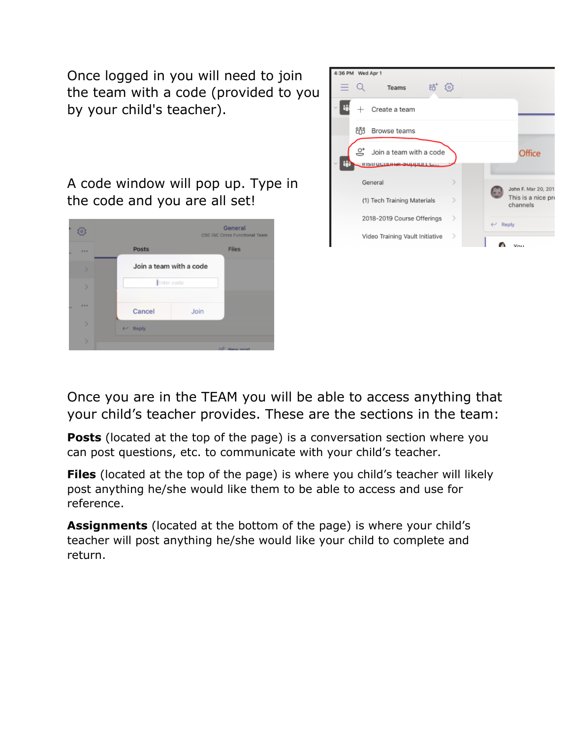Once logged in you will need to join the team with a code (provided to you by your child's teacher).

A code window will pop up. Type in the code and you are all set!

Once you are in the TEAM you will be able to access anything that your child's teacher provides. These are the sections in the team:

**Posts** (located at the top of the page) is a conversation section where you can post questions, etc. to communicate with your child's teacher.

**Files** (located at the top of the page) is where you child's teacher will likely post anything he/she would like them to be able to access and use for reference.

**Assignments** (located at the bottom of the page) is where your child's teacher will post anything he/she would like your child to complete and return.